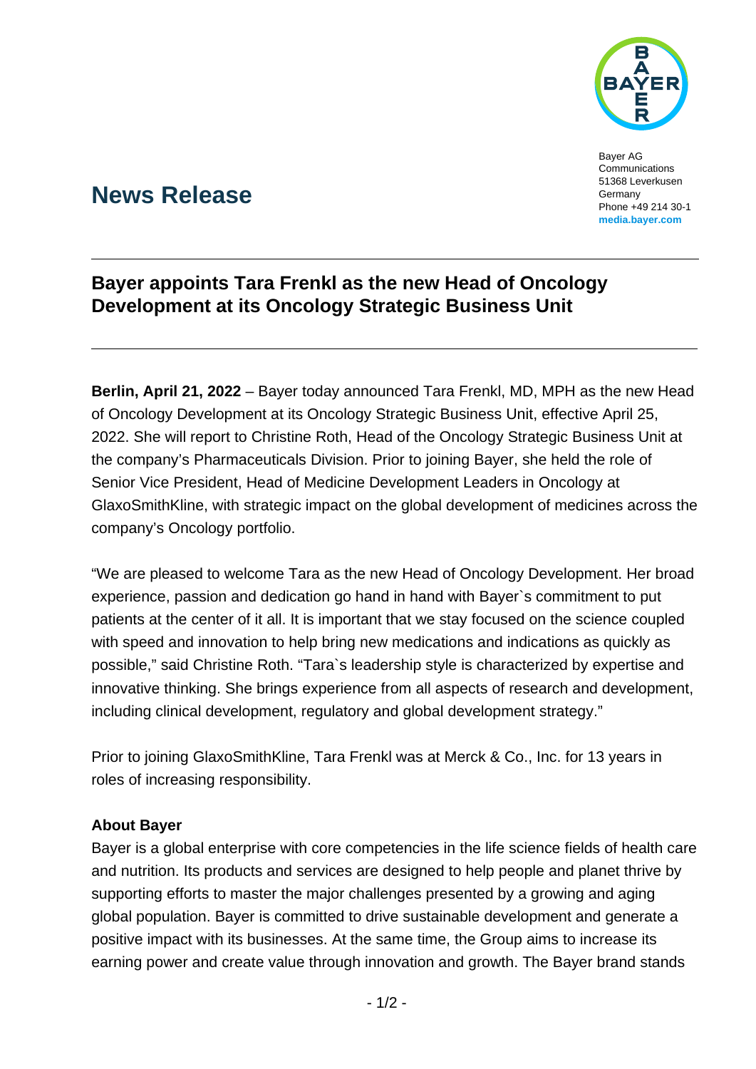Bayer AG
Communications
51368 Leverkusen
Germany
Phone +49 214 30-1
**media.bayer.com**

# News Release

## Bayer appoints Tara Frenkl as the new Head of Oncology Development at its Oncology Strategic Business Unit

**Berlin, April 21, 2022** – Bayer today announced Tara Frenkl, MD, MPH as the new Head of Oncology Development at its Oncology Strategic Business Unit, effective April 25, 2022. She will report to Christine Roth, Head of the Oncology Strategic Business Unit at the company's Pharmaceuticals Division. Prior to joining Bayer, she held the role of Senior Vice President, Head of Medicine Development Leaders in Oncology at GlaxoSmithKline, with strategic impact on the global development of medicines across the company's Oncology portfolio.

"We are pleased to welcome Tara as the new Head of Oncology Development. Her broad experience, passion and dedication go hand in hand with Bayer`s commitment to put patients at the center of it all. It is important that we stay focused on the science coupled with speed and innovation to help bring new medications and indications as quickly as possible," said Christine Roth. "Tara`s leadership style is characterized by expertise and innovative thinking. She brings experience from all aspects of research and development, including clinical development, regulatory and global development strategy."

Prior to joining GlaxoSmithKline, Tara Frenkl was at Merck & Co., Inc. for 13 years in roles of increasing responsibility.

**About Bayer**

Bayer is a global enterprise with core competencies in the life science fields of health care and nutrition. Its products and services are designed to help people and planet thrive by supporting efforts to master the major challenges presented by a growing and aging global population. Bayer is committed to drive sustainable development and generate a positive impact with its businesses. At the same time, the Group aims to increase its earning power and create value through innovation and growth. The Bayer brand stands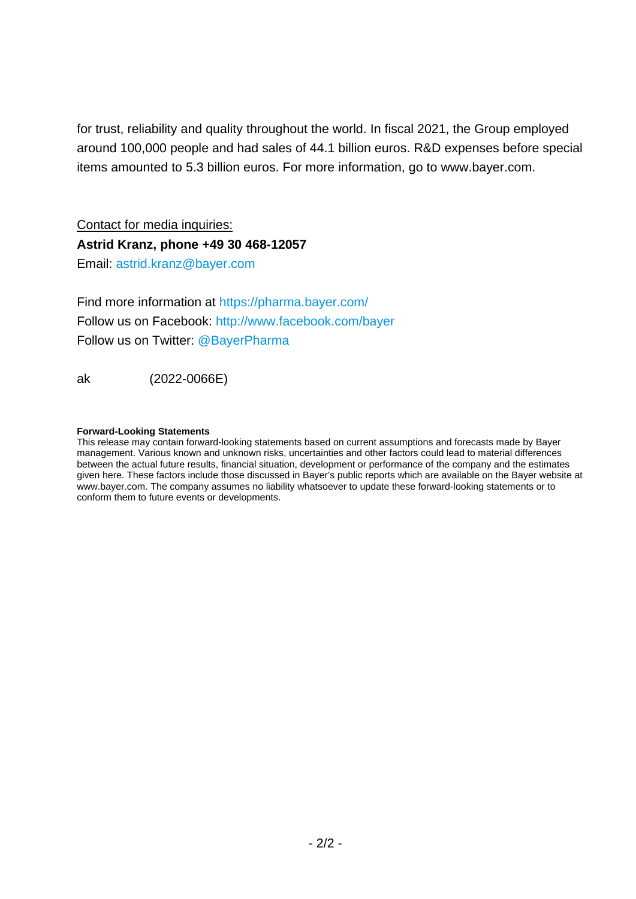for trust, reliability and quality throughout the world. In fiscal 2021, the Group employed around 100,000 people and had sales of 44.1 billion euros. R&D expenses before special items amounted to 5.3 billion euros. For more information, go to www.bayer.com.

Contact for media inquiries:
**Astrid Kranz, phone +49 30 468-12057**
Email: astrid.kranz@bayer.com

Find more information at https://pharma.bayer.com/
Follow us on Facebook: http://www.facebook.com/bayer
Follow us on Twitter: @BayerPharma

ak (2022-0066E)

**Forward-Looking Statements**
This release may contain forward-looking statements based on current assumptions and forecasts made by Bayer management. Various known and unknown risks, uncertainties and other factors could lead to material differences between the actual future results, financial situation, development or performance of the company and the estimates given here. These factors include those discussed in Bayer's public reports which are available on the Bayer website at www.bayer.com. The company assumes no liability whatsoever to update these forward-looking statements or to conform them to future events or developments.